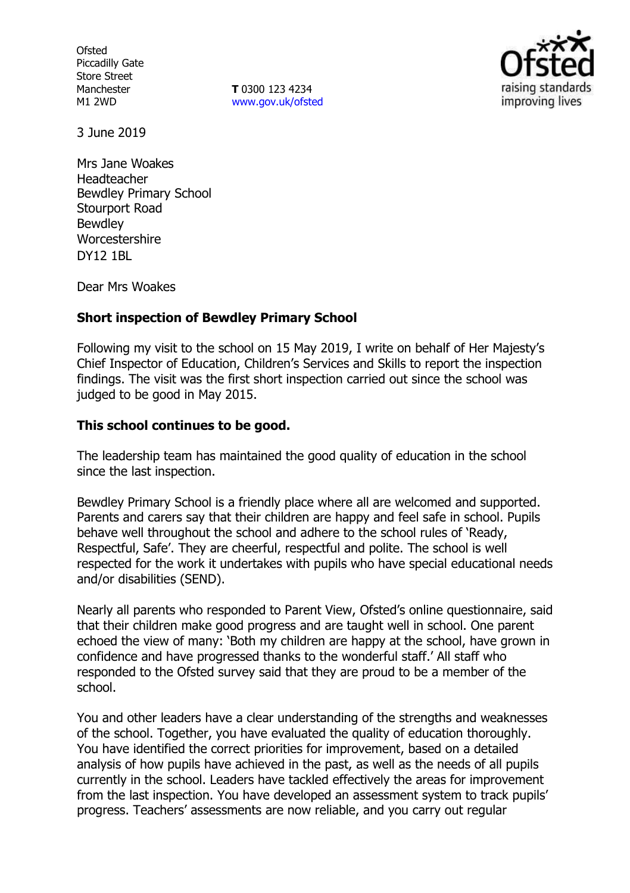Ofsted
Piccadilly Gate
Store Street
Manchester
M1 2WD

**T** 0300 123 4234
www.gov.uk/ofsted

3 June 2019

Mrs Jane Woakes
Headteacher
Bewdley Primary School
Stourport Road
Bewdley
Worcestershire
DY12 1BL

Dear Mrs Woakes

**Short inspection of Bewdley Primary School**

Following my visit to the school on 15 May 2019, I write on behalf of Her Majesty's Chief Inspector of Education, Children's Services and Skills to report the inspection findings. The visit was the first short inspection carried out since the school was judged to be good in May 2015.

**This school continues to be good.**

The leadership team has maintained the good quality of education in the school since the last inspection.

Bewdley Primary School is a friendly place where all are welcomed and supported. Parents and carers say that their children are happy and feel safe in school. Pupils behave well throughout the school and adhere to the school rules of 'Ready, Respectful, Safe'. They are cheerful, respectful and polite. The school is well respected for the work it undertakes with pupils who have special educational needs and/or disabilities (SEND).

Nearly all parents who responded to Parent View, Ofsted's online questionnaire, said that their children make good progress and are taught well in school. One parent echoed the view of many: 'Both my children are happy at the school, have grown in confidence and have progressed thanks to the wonderful staff.' All staff who responded to the Ofsted survey said that they are proud to be a member of the school.

You and other leaders have a clear understanding of the strengths and weaknesses of the school. Together, you have evaluated the quality of education thoroughly. You have identified the correct priorities for improvement, based on a detailed analysis of how pupils have achieved in the past, as well as the needs of all pupils currently in the school. Leaders have tackled effectively the areas for improvement from the last inspection. You have developed an assessment system to track pupils' progress. Teachers' assessments are now reliable, and you carry out regular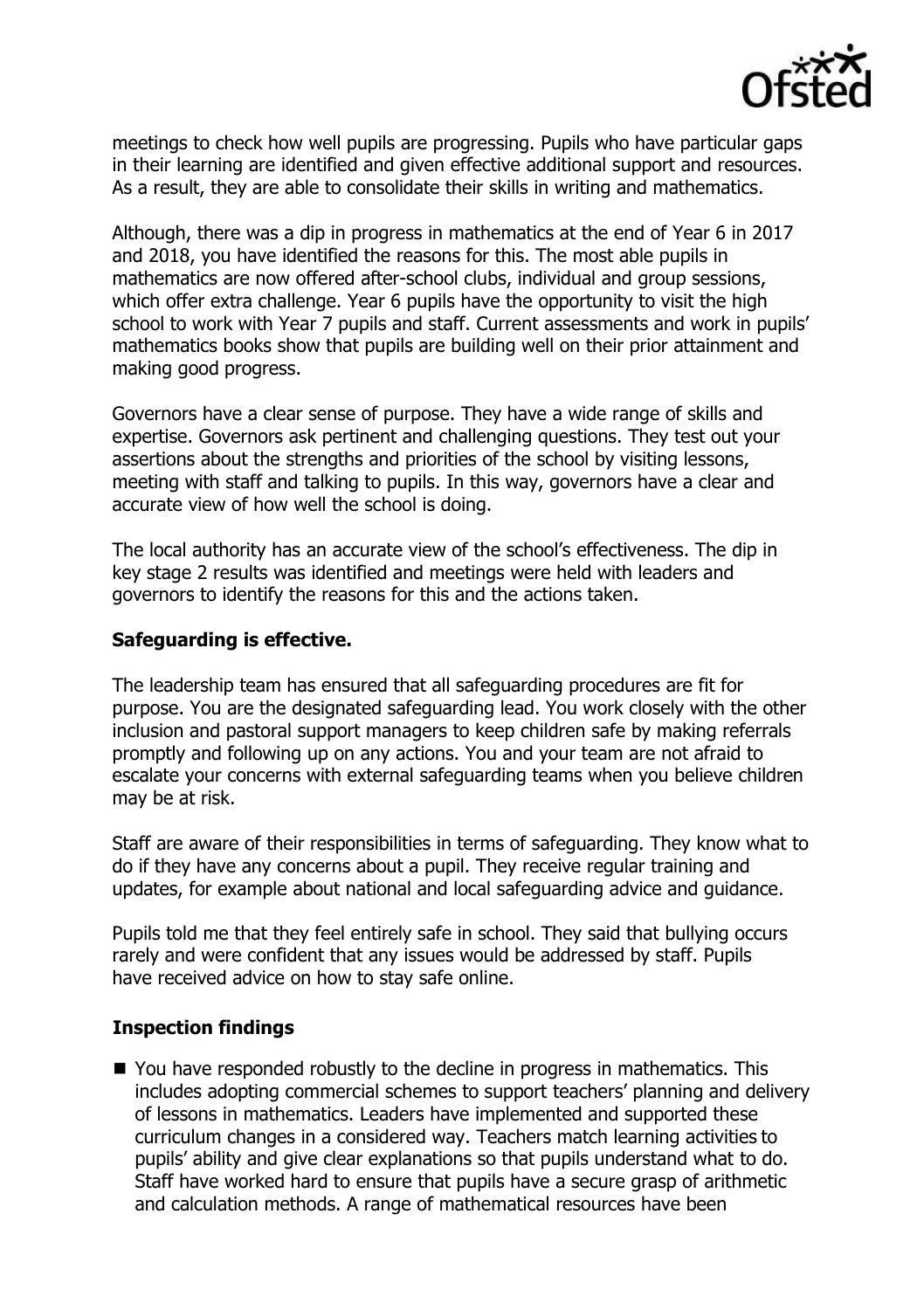meetings to check how well pupils are progressing. Pupils who have particular gaps in their learning are identified and given effective additional support and resources. As a result, they are able to consolidate their skills in writing and mathematics.

Although, there was a dip in progress in mathematics at the end of Year 6 in 2017 and 2018, you have identified the reasons for this. The most able pupils in mathematics are now offered after-school clubs, individual and group sessions, which offer extra challenge. Year 6 pupils have the opportunity to visit the high school to work with Year 7 pupils and staff. Current assessments and work in pupils' mathematics books show that pupils are building well on their prior attainment and making good progress.

Governors have a clear sense of purpose. They have a wide range of skills and expertise. Governors ask pertinent and challenging questions. They test out your assertions about the strengths and priorities of the school by visiting lessons, meeting with staff and talking to pupils. In this way, governors have a clear and accurate view of how well the school is doing.

The local authority has an accurate view of the school's effectiveness. The dip in key stage 2 results was identified and meetings were held with leaders and governors to identify the reasons for this and the actions taken.

## Safeguarding is effective.

The leadership team has ensured that all safeguarding procedures are fit for purpose. You are the designated safeguarding lead. You work closely with the other inclusion and pastoral support managers to keep children safe by making referrals promptly and following up on any actions. You and your team are not afraid to escalate your concerns with external safeguarding teams when you believe children may be at risk.

Staff are aware of their responsibilities in terms of safeguarding. They know what to do if they have any concerns about a pupil. They receive regular training and updates, for example about national and local safeguarding advice and guidance.

Pupils told me that they feel entirely safe in school. They said that bullying occurs rarely and were confident that any issues would be addressed by staff. Pupils have received advice on how to stay safe online.

## Inspection findings

- You have responded robustly to the decline in progress in mathematics. This includes adopting commercial schemes to support teachers' planning and delivery of lessons in mathematics. Leaders have implemented and supported these curriculum changes in a considered way. Teachers match learning activities to pupils' ability and give clear explanations so that pupils understand what to do. Staff have worked hard to ensure that pupils have a secure grasp of arithmetic and calculation methods. A range of mathematical resources have been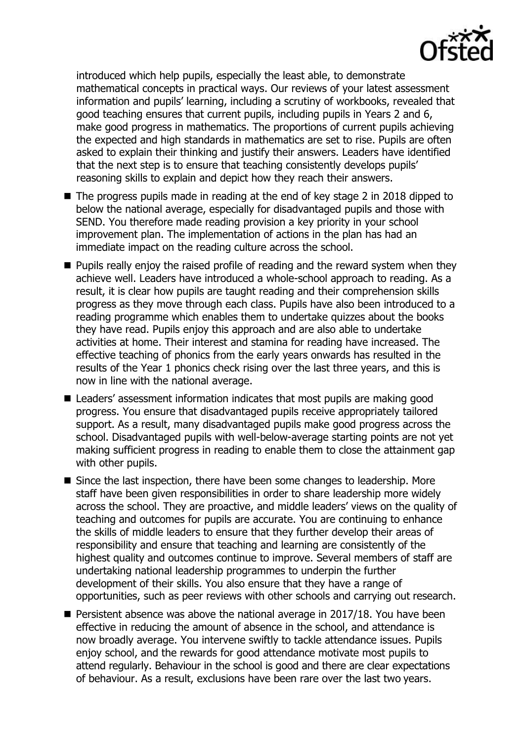introduced which help pupils, especially the least able, to demonstrate mathematical concepts in practical ways. Our reviews of your latest assessment information and pupils' learning, including a scrutiny of workbooks, revealed that good teaching ensures that current pupils, including pupils in Years 2 and 6, make good progress in mathematics. The proportions of current pupils achieving the expected and high standards in mathematics are set to rise. Pupils are often asked to explain their thinking and justify their answers. Leaders have identified that the next step is to ensure that teaching consistently develops pupils' reasoning skills to explain and depict how they reach their answers.

- The progress pupils made in reading at the end of key stage 2 in 2018 dipped to below the national average, especially for disadvantaged pupils and those with SEND. You therefore made reading provision a key priority in your school improvement plan. The implementation of actions in the plan has had an immediate impact on the reading culture across the school.
- Pupils really enjoy the raised profile of reading and the reward system when they achieve well. Leaders have introduced a whole-school approach to reading. As a result, it is clear how pupils are taught reading and their comprehension skills progress as they move through each class. Pupils have also been introduced to a reading programme which enables them to undertake quizzes about the books they have read. Pupils enjoy this approach and are also able to undertake activities at home. Their interest and stamina for reading have increased. The effective teaching of phonics from the early years onwards has resulted in the results of the Year 1 phonics check rising over the last three years, and this is now in line with the national average.
- Leaders' assessment information indicates that most pupils are making good progress. You ensure that disadvantaged pupils receive appropriately tailored support. As a result, many disadvantaged pupils make good progress across the school. Disadvantaged pupils with well-below-average starting points are not yet making sufficient progress in reading to enable them to close the attainment gap with other pupils.
- Since the last inspection, there have been some changes to leadership. More staff have been given responsibilities in order to share leadership more widely across the school. They are proactive, and middle leaders' views on the quality of teaching and outcomes for pupils are accurate. You are continuing to enhance the skills of middle leaders to ensure that they further develop their areas of responsibility and ensure that teaching and learning are consistently of the highest quality and outcomes continue to improve. Several members of staff are undertaking national leadership programmes to underpin the further development of their skills. You also ensure that they have a range of opportunities, such as peer reviews with other schools and carrying out research.
- Persistent absence was above the national average in 2017/18. You have been effective in reducing the amount of absence in the school, and attendance is now broadly average. You intervene swiftly to tackle attendance issues. Pupils enjoy school, and the rewards for good attendance motivate most pupils to attend regularly. Behaviour in the school is good and there are clear expectations of behaviour. As a result, exclusions have been rare over the last two years.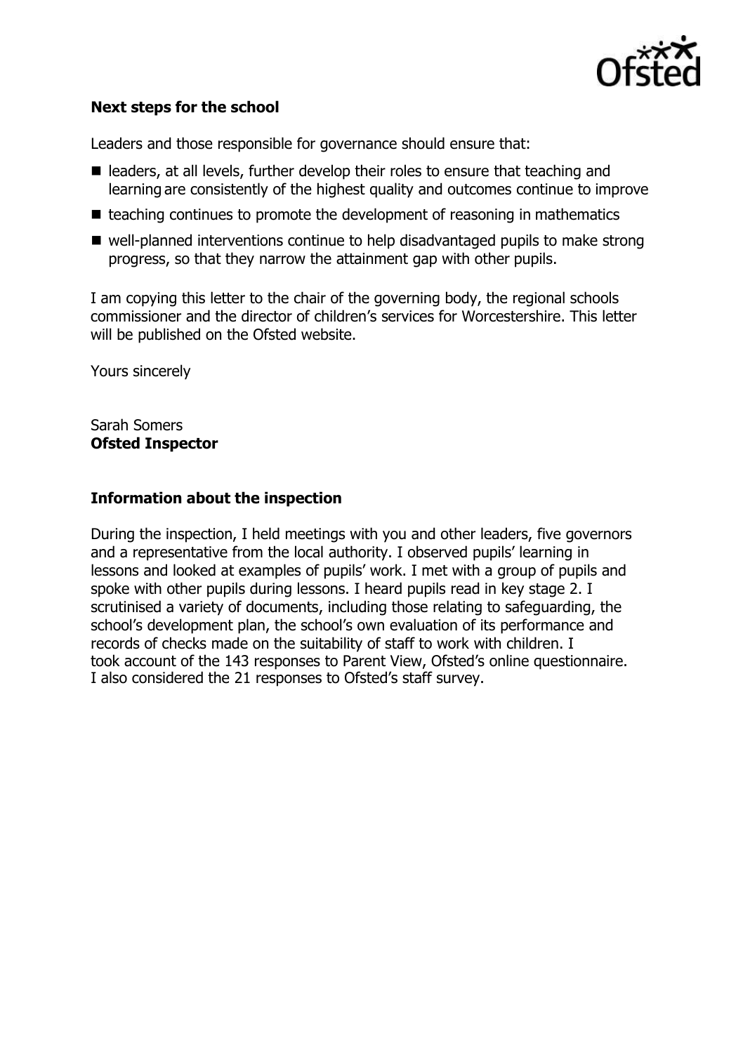### Next steps for the school

Leaders and those responsible for governance should ensure that:

- leaders, at all levels, further develop their roles to ensure that teaching and learning are consistently of the highest quality and outcomes continue to improve
- teaching continues to promote the development of reasoning in mathematics
- well-planned interventions continue to help disadvantaged pupils to make strong progress, so that they narrow the attainment gap with other pupils.

I am copying this letter to the chair of the governing body, the regional schools commissioner and the director of children's services for Worcestershire. This letter will be published on the Ofsted website.

Yours sincerely

Sarah Somers
**Ofsted Inspector**

### Information about the inspection

During the inspection, I held meetings with you and other leaders, five governors and a representative from the local authority. I observed pupils' learning in lessons and looked at examples of pupils' work. I met with a group of pupils and spoke with other pupils during lessons. I heard pupils read in key stage 2. I scrutinised a variety of documents, including those relating to safeguarding, the school's development plan, the school's own evaluation of its performance and records of checks made on the suitability of staff to work with children. I took account of the 143 responses to Parent View, Ofsted's online questionnaire. I also considered the 21 responses to Ofsted's staff survey.